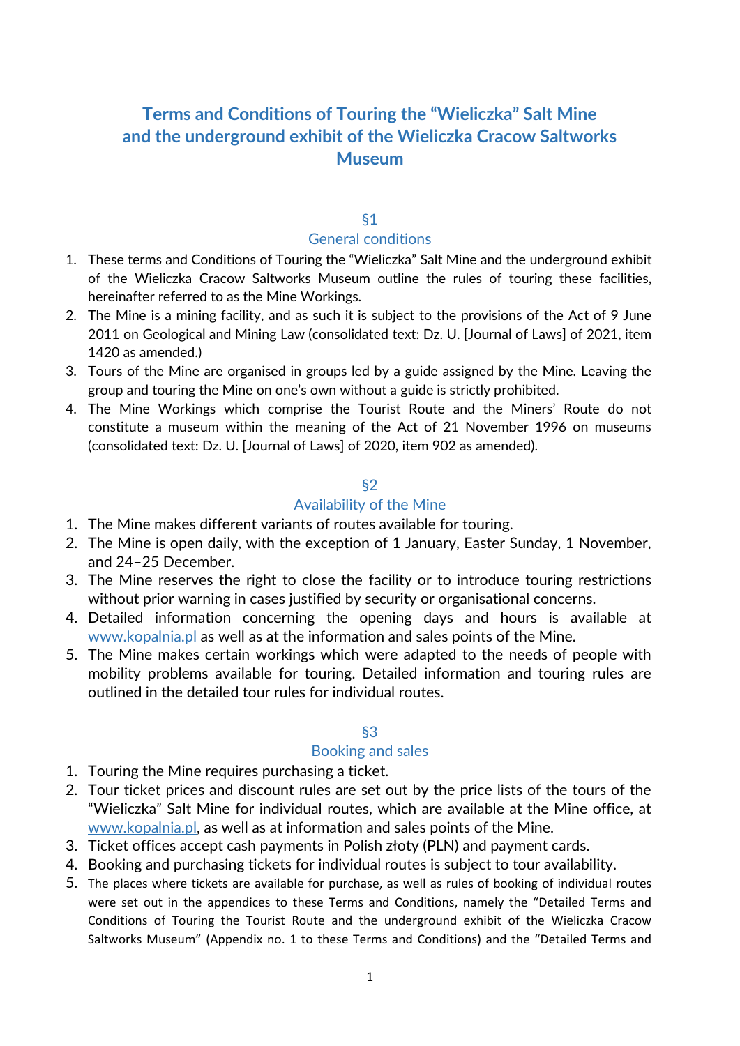# Terms and Conditions of Touring the "Wieliczka" Salt Mine and the underground exhibit of the Wieliczka Cracow Saltworks Museum

## §1
## General conditions

1. These terms and Conditions of Touring the "Wieliczka" Salt Mine and the underground exhibit of the Wieliczka Cracow Saltworks Museum outline the rules of touring these facilities, hereinafter referred to as the Mine Workings.
2. The Mine is a mining facility, and as such it is subject to the provisions of the Act of 9 June 2011 on Geological and Mining Law (consolidated text: Dz. U. [Journal of Laws] of 2021, item 1420 as amended.)
3. Tours of the Mine are organised in groups led by a guide assigned by the Mine. Leaving the group and touring the Mine on one's own without a guide is strictly prohibited.
4. The Mine Workings which comprise the Tourist Route and the Miners' Route do not constitute a museum within the meaning of the Act of 21 November 1996 on museums (consolidated text: Dz. U. [Journal of Laws] of 2020, item 902 as amended).

## §2
## Availability of the Mine

1. The Mine makes different variants of routes available for touring.
2. The Mine is open daily, with the exception of 1 January, Easter Sunday, 1 November, and 24–25 December.
3. The Mine reserves the right to close the facility or to introduce touring restrictions without prior warning in cases justified by security or organisational concerns.
4. Detailed information concerning the opening days and hours is available at www.kopalnia.pl as well as at the information and sales points of the Mine.
5. The Mine makes certain workings which were adapted to the needs of people with mobility problems available for touring. Detailed information and touring rules are outlined in the detailed tour rules for individual routes.

## §3
## Booking and sales

1. Touring the Mine requires purchasing a ticket.
2. Tour ticket prices and discount rules are set out by the price lists of the tours of the "Wieliczka" Salt Mine for individual routes, which are available at the Mine office, at www.kopalnia.pl, as well as at information and sales points of the Mine.
3. Ticket offices accept cash payments in Polish złoty (PLN) and payment cards.
4. Booking and purchasing tickets for individual routes is subject to tour availability.
5. The places where tickets are available for purchase, as well as rules of booking of individual routes were set out in the appendices to these Terms and Conditions, namely the "Detailed Terms and Conditions of Touring the Tourist Route and the underground exhibit of the Wieliczka Cracow Saltworks Museum" (Appendix no. 1 to these Terms and Conditions) and the "Detailed Terms and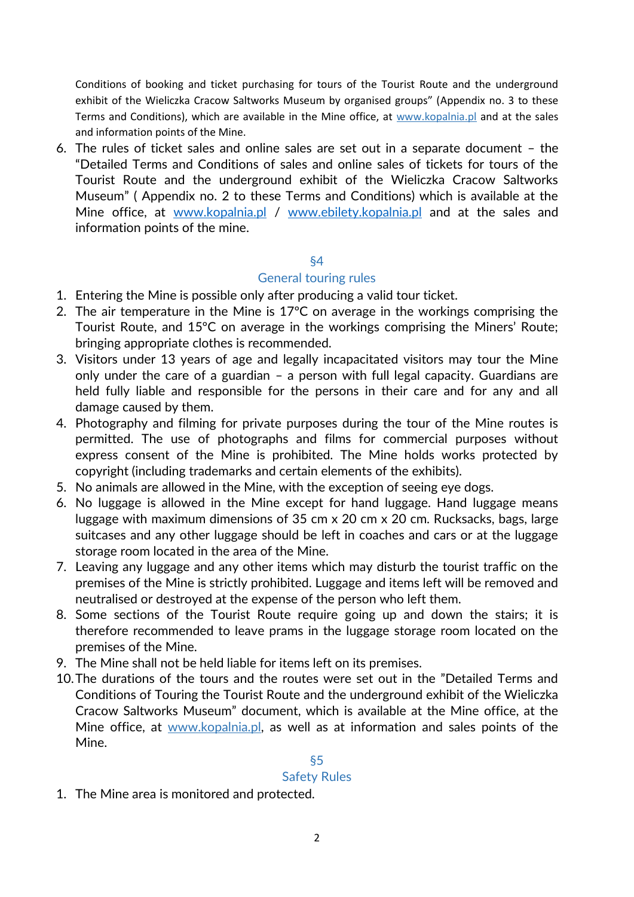Conditions of booking and ticket purchasing for tours of the Tourist Route and the underground exhibit of the Wieliczka Cracow Saltworks Museum by organised groups" (Appendix no. 3 to these Terms and Conditions), which are available in the Mine office, at www.kopalnia.pl and at the sales and information points of the Mine.

6. The rules of ticket sales and online sales are set out in a separate document – the "Detailed Terms and Conditions of sales and online sales of tickets for tours of the Tourist Route and the underground exhibit of the Wieliczka Cracow Saltworks Museum" ( Appendix no. 2 to these Terms and Conditions) which is available at the Mine office, at www.kopalnia.pl / www.ebilety.kopalnia.pl and at the sales and information points of the mine.

## §4
## General touring rules

1. Entering the Mine is possible only after producing a valid tour ticket.
2. The air temperature in the Mine is 17°C on average in the workings comprising the Tourist Route, and 15°C on average in the workings comprising the Miners' Route; bringing appropriate clothes is recommended.
3. Visitors under 13 years of age and legally incapacitated visitors may tour the Mine only under the care of a guardian – a person with full legal capacity. Guardians are held fully liable and responsible for the persons in their care and for any and all damage caused by them.
4. Photography and filming for private purposes during the tour of the Mine routes is permitted. The use of photographs and films for commercial purposes without express consent of the Mine is prohibited. The Mine holds works protected by copyright (including trademarks and certain elements of the exhibits).
5. No animals are allowed in the Mine, with the exception of seeing eye dogs.
6. No luggage is allowed in the Mine except for hand luggage. Hand luggage means luggage with maximum dimensions of 35 cm x 20 cm x 20 cm. Rucksacks, bags, large suitcases and any other luggage should be left in coaches and cars or at the luggage storage room located in the area of the Mine.
7. Leaving any luggage and any other items which may disturb the tourist traffic on the premises of the Mine is strictly prohibited. Luggage and items left will be removed and neutralised or destroyed at the expense of the person who left them.
8. Some sections of the Tourist Route require going up and down the stairs; it is therefore recommended to leave prams in the luggage storage room located on the premises of the Mine.
9. The Mine shall not be held liable for items left on its premises.
10. The durations of the tours and the routes were set out in the "Detailed Terms and Conditions of Touring the Tourist Route and the underground exhibit of the Wieliczka Cracow Saltworks Museum" document, which is available at the Mine office, at the Mine office, at www.kopalnia.pl, as well as at information and sales points of the Mine.

## §5
## Safety Rules

1. The Mine area is monitored and protected.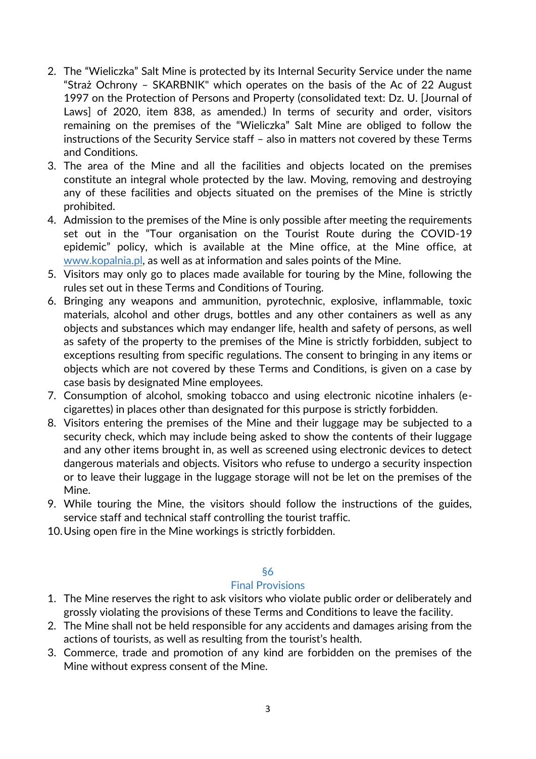2. The "Wieliczka" Salt Mine is protected by its Internal Security Service under the name "Straż Ochrony – SKARBNIK" which operates on the basis of the Ac of 22 August 1997 on the Protection of Persons and Property (consolidated text: Dz. U. [Journal of Laws] of 2020, item 838, as amended.) In terms of security and order, visitors remaining on the premises of the "Wieliczka" Salt Mine are obliged to follow the instructions of the Security Service staff – also in matters not covered by these Terms and Conditions.
3. The area of the Mine and all the facilities and objects located on the premises constitute an integral whole protected by the law. Moving, removing and destroying any of these facilities and objects situated on the premises of the Mine is strictly prohibited.
4. Admission to the premises of the Mine is only possible after meeting the requirements set out in the "Tour organisation on the Tourist Route during the COVID-19 epidemic" policy, which is available at the Mine office, at the Mine office, at [www.kopalnia.pl](http://www.kopalnia.pl), as well as at information and sales points of the Mine.
5. Visitors may only go to places made available for touring by the Mine, following the rules set out in these Terms and Conditions of Touring.
6. Bringing any weapons and ammunition, pyrotechnic, explosive, inflammable, toxic materials, alcohol and other drugs, bottles and any other containers as well as any objects and substances which may endanger life, health and safety of persons, as well as safety of the property to the premises of the Mine is strictly forbidden, subject to exceptions resulting from specific regulations. The consent to bringing in any items or objects which are not covered by these Terms and Conditions, is given on a case by case basis by designated Mine employees.
7. Consumption of alcohol, smoking tobacco and using electronic nicotine inhalers (e-cigarettes) in places other than designated for this purpose is strictly forbidden.
8. Visitors entering the premises of the Mine and their luggage may be subjected to a security check, which may include being asked to show the contents of their luggage and any other items brought in, as well as screened using electronic devices to detect dangerous materials and objects. Visitors who refuse to undergo a security inspection or to leave their luggage in the luggage storage will not be let on the premises of the Mine.
9. While touring the Mine, the visitors should follow the instructions of the guides, service staff and technical staff controlling the tourist traffic.
10. Using open fire in the Mine workings is strictly forbidden.

## §6
## Final Provisions

1. The Mine reserves the right to ask visitors who violate public order or deliberately and grossly violating the provisions of these Terms and Conditions to leave the facility.
2. The Mine shall not be held responsible for any accidents and damages arising from the actions of tourists, as well as resulting from the tourist's health.
3. Commerce, trade and promotion of any kind are forbidden on the premises of the Mine without express consent of the Mine.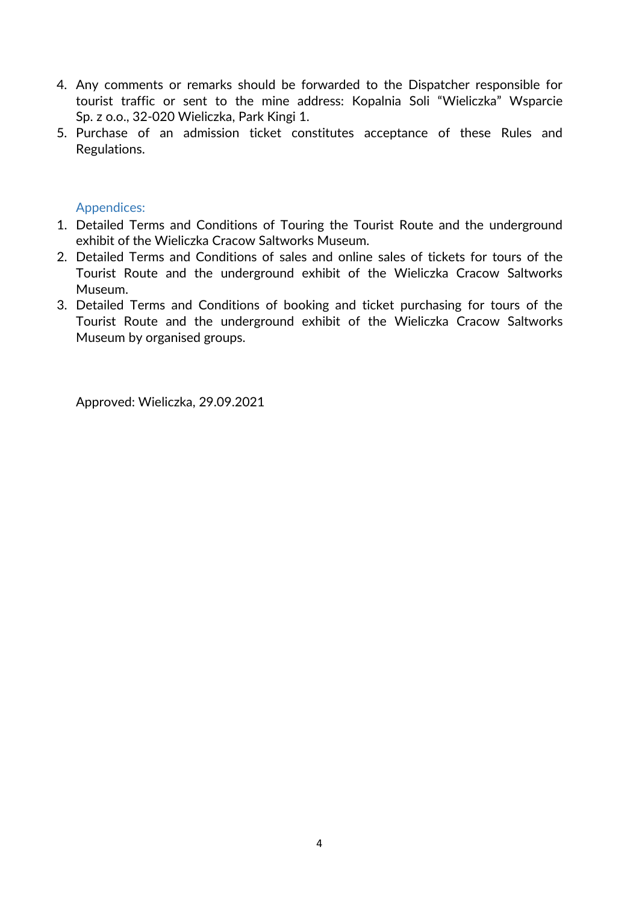4. Any comments or remarks should be forwarded to the Dispatcher responsible for tourist traffic or sent to the mine address: Kopalnia Soli "Wieliczka" Wsparcie Sp. z o.o., 32-020 Wieliczka, Park Kingi 1.
5. Purchase of an admission ticket constitutes acceptance of these Rules and Regulations.

Appendices:

1. Detailed Terms and Conditions of Touring the Tourist Route and the underground exhibit of the Wieliczka Cracow Saltworks Museum.
2. Detailed Terms and Conditions of sales and online sales of tickets for tours of the Tourist Route and the underground exhibit of the Wieliczka Cracow Saltworks Museum.
3. Detailed Terms and Conditions of booking and ticket purchasing for tours of the Tourist Route and the underground exhibit of the Wieliczka Cracow Saltworks Museum by organised groups.

Approved: Wieliczka, 29.09.2021